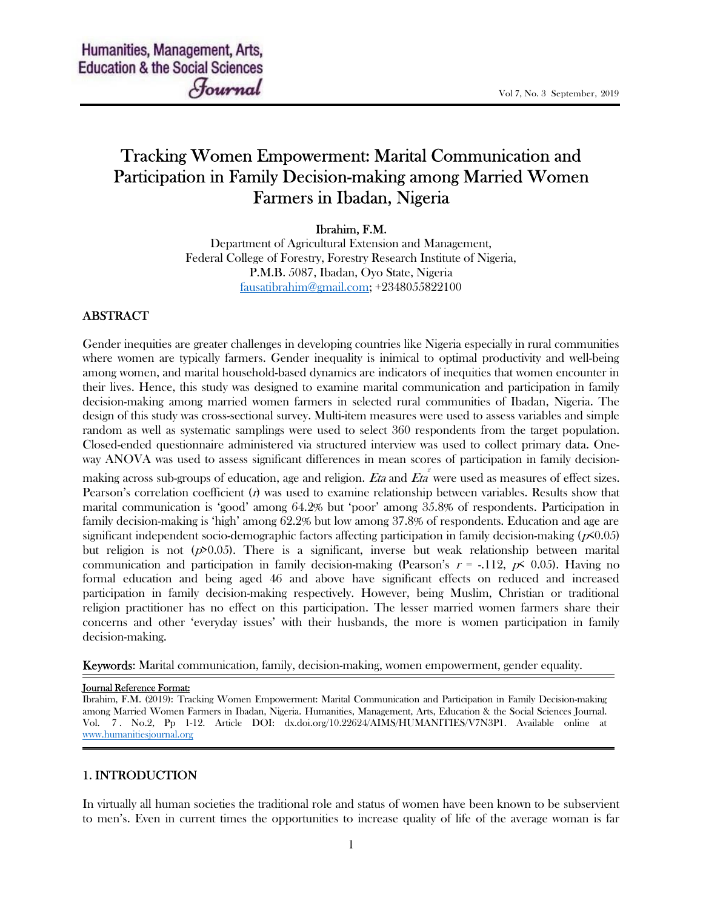# Tracking Women Empowerment: Marital Communication and Participation in Family Decision-making among Married Women Farmers in Ibadan, Nigeria

**Ibrahim, F.M.**
Department of Agricultural Extension and Management,
Federal College of Forestry, Forestry Research Institute of Nigeria,
P.M.B. 5087, Ibadan, Oyo State, Nigeria
fausatibrahim@gmail.com; +2348055822100

## ABSTRACT

Gender inequities are greater challenges in developing countries like Nigeria especially in rural communities where women are typically farmers. Gender inequality is inimical to optimal productivity and well-being among women, and marital household-based dynamics are indicators of inequities that women encounter in their lives. Hence, this study was designed to examine marital communication and participation in family decision-making among married women farmers in selected rural communities of Ibadan, Nigeria. The design of this study was cross-sectional survey. Multi-item measures were used to assess variables and simple random as well as systematic samplings were used to select 360 respondents from the target population. Closed-ended questionnaire administered via structured interview was used to collect primary data. One-way ANOVA was used to assess significant differences in mean scores of participation in family decision-making across sub-groups of education, age and religion. *Eta* and *Eta*$^2$ were used as measures of effect sizes. Pearson's correlation coefficient ($r$) was used to examine relationship between variables. Results show that marital communication is 'good' among 64.2% but 'poor' among 35.8% of respondents. Participation in family decision-making is 'high' among 62.2% but low among 37.8% of respondents. Education and age are significant independent socio-demographic factors affecting participation in family decision-making ($p<0.05$) but religion is not ($p>0.05$). There is a significant, inverse but weak relationship between marital communication and participation in family decision-making (Pearson's $r = -.112$, $p< 0.05$). Having no formal education and being aged 46 and above have significant effects on reduced and increased participation in family decision-making respectively. However, being Muslim, Christian or traditional religion practitioner has no effect on this participation. The lesser married women farmers share their concerns and other 'everyday issues' with their husbands, the more is women participation in family decision-making.

**Keywords**: Marital communication, family, decision-making, women empowerment, gender equality.

**Journal Reference Format:**
Ibrahim, F.M. (2019): Tracking Women Empowerment: Marital Communication and Participation in Family Decision-making among Married Women Farmers in Ibadan, Nigeria. Humanities, Management, Arts, Education & the Social Sciences Journal. Vol. 7 . No.2, Pp 1-12. Article DOI: dx.doi.org/10.22624/AIMS/HUMANITIES/V7N3P1. Available online at www.humanitiesjournal.org

## 1. INTRODUCTION

In virtually all human societies the traditional role and status of women have been known to be subservient to men's. Even in current times the opportunities to increase quality of life of the average woman is far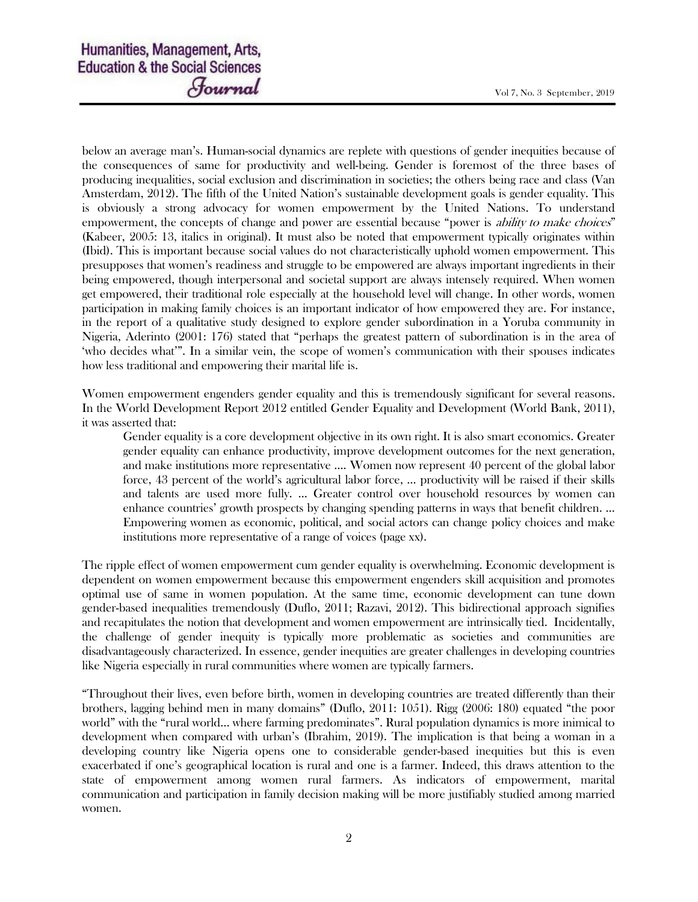below an average man's. Human-social dynamics are replete with questions of gender inequities because of the consequences of same for productivity and well-being. Gender is foremost of the three bases of producing inequalities, social exclusion and discrimination in societies; the others being race and class (Van Amsterdam, 2012). The fifth of the United Nation's sustainable development goals is gender equality. This is obviously a strong advocacy for women empowerment by the United Nations. To understand empowerment, the concepts of change and power are essential because "power is *ability to make choices*" (Kabeer, 2005: 13, italics in original). It must also be noted that empowerment typically originates within (Ibid). This is important because social values do not characteristically uphold women empowerment. This presupposes that women's readiness and struggle to be empowered are always important ingredients in their being empowered, though interpersonal and societal support are always intensely required. When women get empowered, their traditional role especially at the household level will change. In other words, women participation in making family choices is an important indicator of how empowered they are. For instance, in the report of a qualitative study designed to explore gender subordination in a Yoruba community in Nigeria, Aderinto (2001: 176) stated that "perhaps the greatest pattern of subordination is in the area of 'who decides what'". In a similar vein, the scope of women's communication with their spouses indicates how less traditional and empowering their marital life is.

Women empowerment engenders gender equality and this is tremendously significant for several reasons. In the World Development Report 2012 entitled Gender Equality and Development (World Bank, 2011), it was asserted that:

> Gender equality is a core development objective in its own right. It is also smart economics. Greater gender equality can enhance productivity, improve development outcomes for the next generation, and make institutions more representative .... Women now represent 40 percent of the global labor force, 43 percent of the world's agricultural labor force, ... productivity will be raised if their skills and talents are used more fully. ... Greater control over household resources by women can enhance countries' growth prospects by changing spending patterns in ways that benefit children. ... Empowering women as economic, political, and social actors can change policy choices and make institutions more representative of a range of voices (page xx).

The ripple effect of women empowerment cum gender equality is overwhelming. Economic development is dependent on women empowerment because this empowerment engenders skill acquisition and promotes optimal use of same in women population. At the same time, economic development can tune down gender-based inequalities tremendously (Duflo, 2011; Razavi, 2012). This bidirectional approach signifies and recapitulates the notion that development and women empowerment are intrinsically tied. Incidentally, the challenge of gender inequity is typically more problematic as societies and communities are disadvantageously characterized. In essence, gender inequities are greater challenges in developing countries like Nigeria especially in rural communities where women are typically farmers.

"Throughout their lives, even before birth, women in developing countries are treated differently than their brothers, lagging behind men in many domains" (Duflo, 2011: 1051). Rigg (2006: 180) equated "the poor world" with the "rural world... where farming predominates". Rural population dynamics is more inimical to development when compared with urban's (Ibrahim, 2019). The implication is that being a woman in a developing country like Nigeria opens one to considerable gender-based inequities but this is even exacerbated if one's geographical location is rural and one is a farmer. Indeed, this draws attention to the state of empowerment among women rural farmers. As indicators of empowerment, marital communication and participation in family decision making will be more justifiably studied among married women.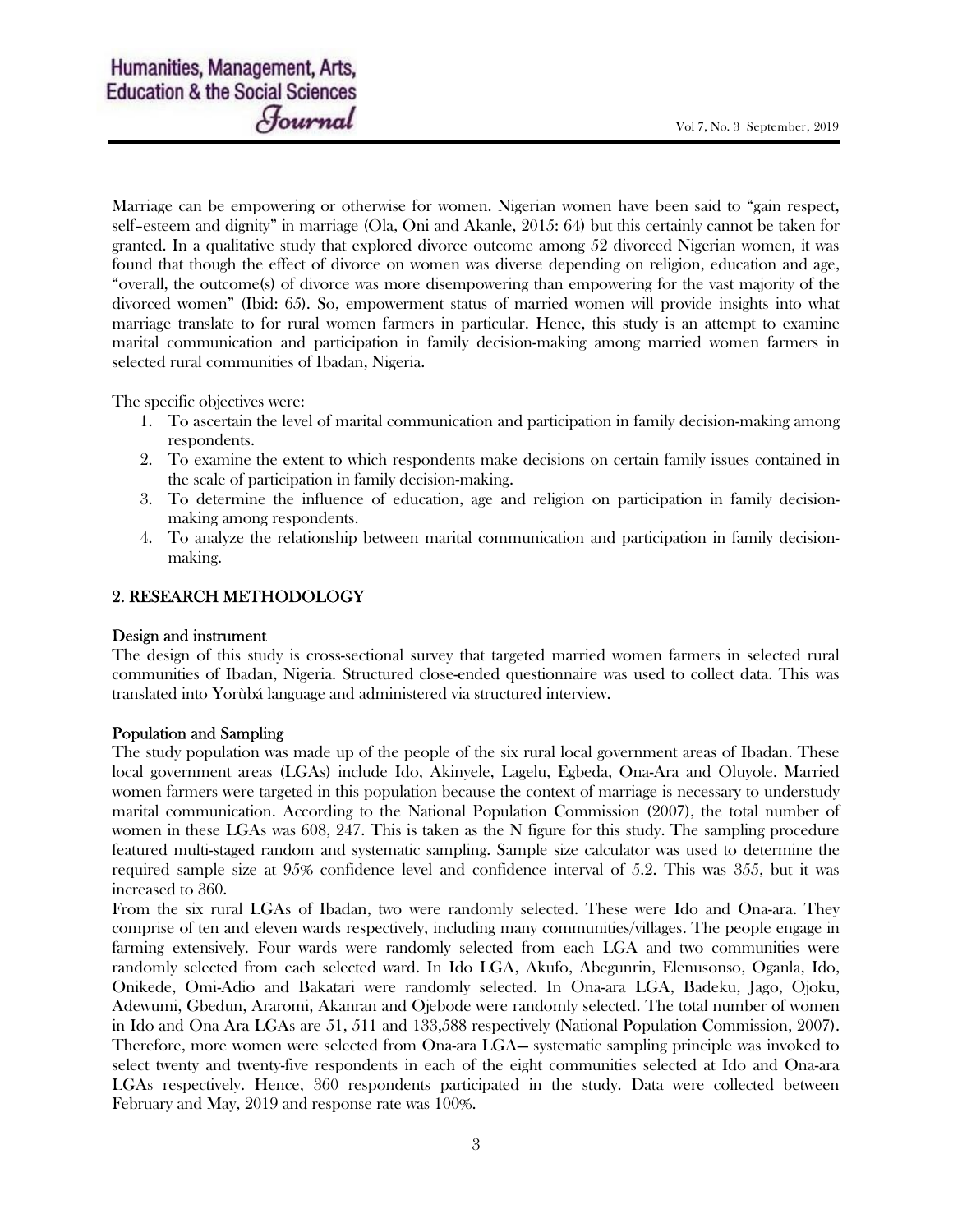Marriage can be empowering or otherwise for women. Nigerian women have been said to "gain respect, self–esteem and dignity" in marriage (Ola, Oni and Akanle, 2015: 64) but this certainly cannot be taken for granted. In a qualitative study that explored divorce outcome among 52 divorced Nigerian women, it was found that though the effect of divorce on women was diverse depending on religion, education and age, "overall, the outcome(s) of divorce was more disempowering than empowering for the vast majority of the divorced women" (Ibid: 65). So, empowerment status of married women will provide insights into what marriage translate to for rural women farmers in particular. Hence, this study is an attempt to examine marital communication and participation in family decision-making among married women farmers in selected rural communities of Ibadan, Nigeria.

The specific objectives were:

1. To ascertain the level of marital communication and participation in family decision-making among respondents.
2. To examine the extent to which respondents make decisions on certain family issues contained in the scale of participation in family decision-making.
3. To determine the influence of education, age and religion on participation in family decision-making among respondents.
4. To analyze the relationship between marital communication and participation in family decision-making.

## 2. RESEARCH METHODOLOGY

### Design and instrument

The design of this study is cross-sectional survey that targeted married women farmers in selected rural communities of Ibadan, Nigeria. Structured close-ended questionnaire was used to collect data. This was translated into Yorùbá language and administered via structured interview.

### Population and Sampling

The study population was made up of the people of the six rural local government areas of Ibadan. These local government areas (LGAs) include Ido, Akinyele, Lagelu, Egbeda, Ona-Ara and Oluyole. Married women farmers were targeted in this population because the context of marriage is necessary to understudy marital communication. According to the National Population Commission (2007), the total number of women in these LGAs was 608, 247. This is taken as the N figure for this study. The sampling procedure featured multi-staged random and systematic sampling. Sample size calculator was used to determine the required sample size at 95% confidence level and confidence interval of 5.2. This was 355, but it was increased to 360.

From the six rural LGAs of Ibadan, two were randomly selected. These were Ido and Ona-ara. They comprise of ten and eleven wards respectively, including many communities/villages. The people engage in farming extensively. Four wards were randomly selected from each LGA and two communities were randomly selected from each selected ward. In Ido LGA, Akufo, Abegunrin, Elenusonso, Oganla, Ido, Onikede, Omi-Adio and Bakatari were randomly selected. In Ona-ara LGA, Badeku, Jago, Ojoku, Adewumi, Gbedun, Araromi, Akanran and Ojebode were randomly selected. The total number of women in Ido and Ona Ara LGAs are 51, 511 and 133,588 respectively (National Population Commission, 2007). Therefore, more women were selected from Ona-ara LGA— systematic sampling principle was invoked to select twenty and twenty-five respondents in each of the eight communities selected at Ido and Ona-ara LGAs respectively. Hence, 360 respondents participated in the study. Data were collected between February and May, 2019 and response rate was 100%.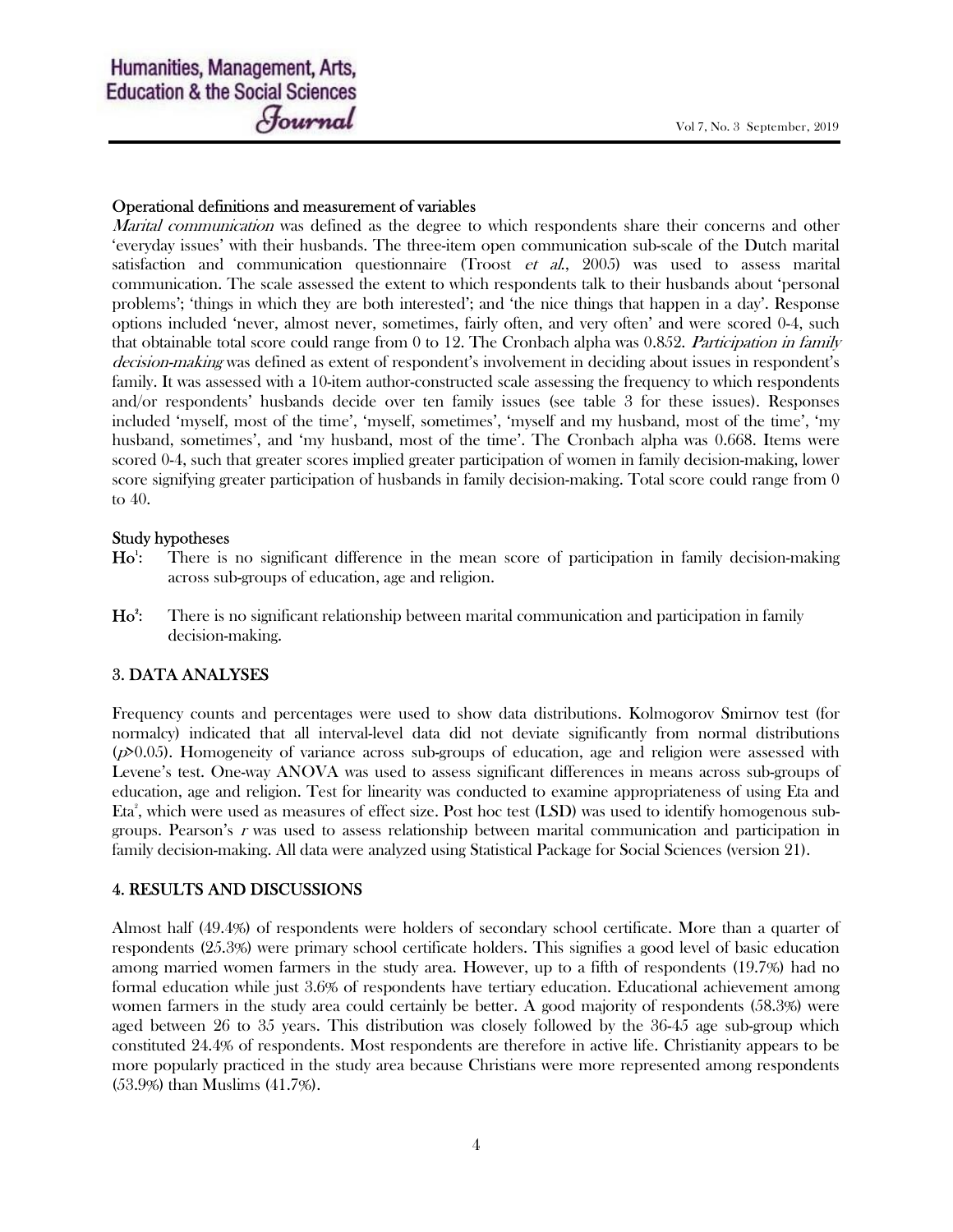### Operational definitions and measurement of variables

*Marital communication* was defined as the degree to which respondents share their concerns and other 'everyday issues' with their husbands. The three-item open communication sub-scale of the Dutch marital satisfaction and communication questionnaire (Troost *et al.*, 2005) was used to assess marital communication. The scale assessed the extent to which respondents talk to their husbands about 'personal problems'; 'things in which they are both interested'; and 'the nice things that happen in a day'. Response options included 'never, almost never, sometimes, fairly often, and very often' and were scored 0-4, such that obtainable total score could range from 0 to 12. The Cronbach alpha was 0.852. *Participation in family decision-making* was defined as extent of respondent's involvement in deciding about issues in respondent's family. It was assessed with a 10-item author-constructed scale assessing the frequency to which respondents and/or respondents' husbands decide over ten family issues (see table 3 for these issues). Responses included 'myself, most of the time', 'myself, sometimes', 'myself and my husband, most of the time', 'my husband, sometimes', and 'my husband, most of the time'. The Cronbach alpha was 0.668. Items were scored 0-4, such that greater scores implied greater participation of women in family decision-making, lower score signifying greater participation of husbands in family decision-making. Total score could range from 0 to 40.

### Study hypotheses

**Ho¹**: There is no significant difference in the mean score of participation in family decision-making across sub-groups of education, age and religion.

**Ho²**: There is no significant relationship between marital communication and participation in family decision-making.

## 3. DATA ANALYSES

Frequency counts and percentages were used to show data distributions. Kolmogorov Smirnov test (for normalcy) indicated that all interval-level data did not deviate significantly from normal distributions ($p>0.05$). Homogeneity of variance across sub-groups of education, age and religion were assessed with Levene's test. One-way ANOVA was used to assess significant differences in means across sub-groups of education, age and religion. Test for linearity was conducted to examine appropriateness of using Eta and Eta$^2$, which were used as measures of effect size. Post hoc test (LSD) was used to identify homogenous sub-groups. Pearson's $r$ was used to assess relationship between marital communication and participation in family decision-making. All data were analyzed using Statistical Package for Social Sciences (version 21).

## 4. RESULTS AND DISCUSSIONS

Almost half (49.4%) of respondents were holders of secondary school certificate. More than a quarter of respondents (25.3%) were primary school certificate holders. This signifies a good level of basic education among married women farmers in the study area. However, up to a fifth of respondents (19.7%) had no formal education while just 3.6% of respondents have tertiary education. Educational achievement among women farmers in the study area could certainly be better. A good majority of respondents (58.3%) were aged between 26 to 35 years. This distribution was closely followed by the 36-45 age sub-group which constituted 24.4% of respondents. Most respondents are therefore in active life. Christianity appears to be more popularly practiced in the study area because Christians were more represented among respondents (53.9%) than Muslims (41.7%).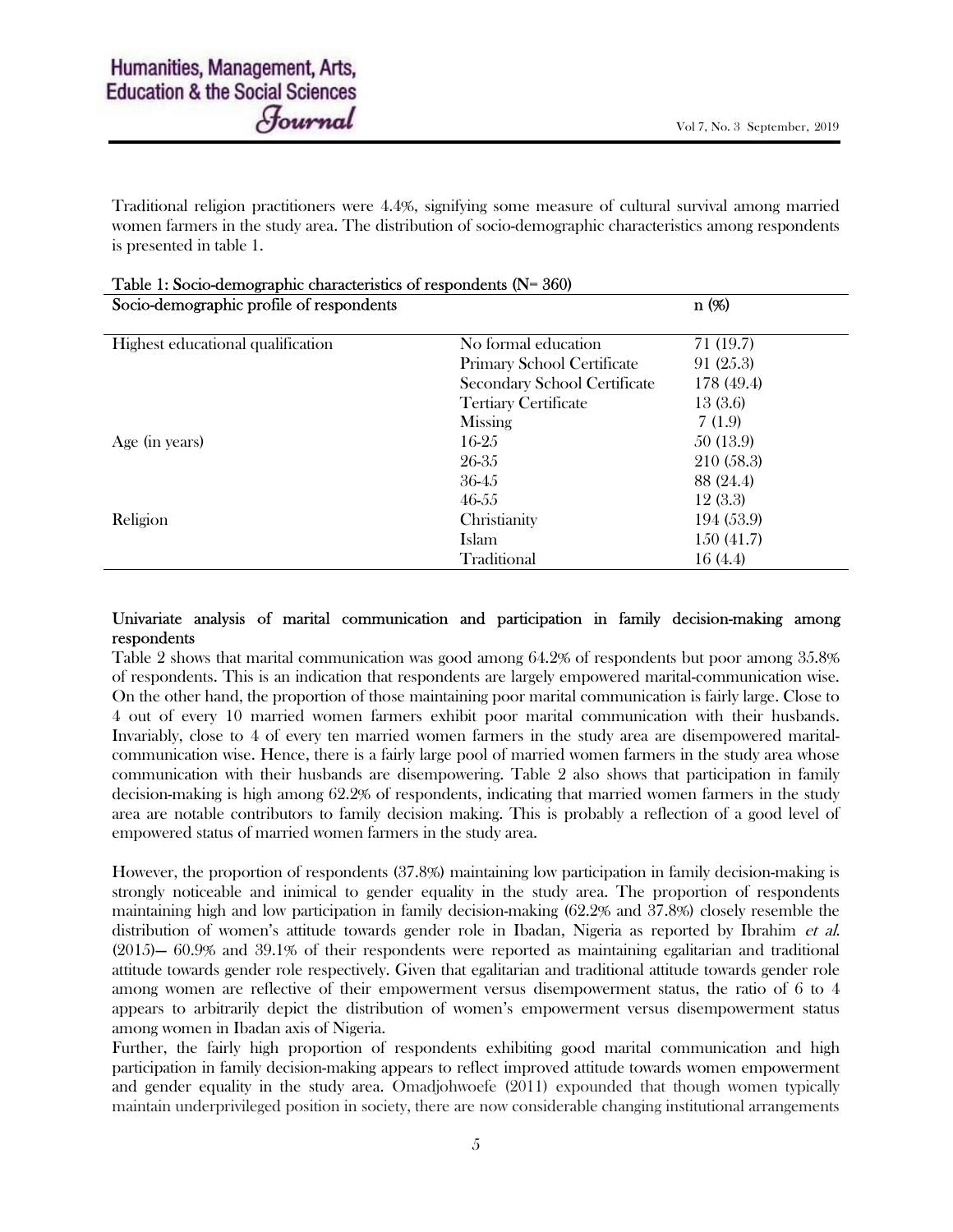Traditional religion practitioners were 4.4%, signifying some measure of cultural survival among married women farmers in the study area. The distribution of socio-demographic characteristics among respondents is presented in table 1.

Table 1: Socio-demographic characteristics of respondents (N= 360)

| Socio-demographic profile of respondents | | n (%) |
|---|---|---|
| Highest educational qualification | No formal education | 71 (19.7) |
| | Primary School Certificate | 91 (25.3) |
| | Secondary School Certificate | 178 (49.4) |
| | Tertiary Certificate | 13 (3.6) |
| | Missing | 7 (1.9) |
| Age (in years) | 16-25 | 50 (13.9) |
| | 26-35 | 210 (58.3) |
| | 36-45 | 88 (24.4) |
| | 46-55 | 12 (3.3) |
| Religion | Christianity | 194 (53.9) |
| | Islam | 150 (41.7) |
| | Traditional | 16 (4.4) |

## Univariate analysis of marital communication and participation in family decision-making among respondents

Table 2 shows that marital communication was good among 64.2% of respondents but poor among 35.8% of respondents. This is an indication that respondents are largely empowered marital-communication wise. On the other hand, the proportion of those maintaining poor marital communication is fairly large. Close to 4 out of every 10 married women farmers exhibit poor marital communication with their husbands. Invariably, close to 4 of every ten married women farmers in the study area are disempowered marital-communication wise. Hence, there is a fairly large pool of married women farmers in the study area whose communication with their husbands are disempowering. Table 2 also shows that participation in family decision-making is high among 62.2% of respondents, indicating that married women farmers in the study area are notable contributors to family decision making. This is probably a reflection of a good level of empowered status of married women farmers in the study area.

However, the proportion of respondents (37.8%) maintaining low participation in family decision-making is strongly noticeable and inimical to gender equality in the study area. The proportion of respondents maintaining high and low participation in family decision-making (62.2% and 37.8%) closely resemble the distribution of women's attitude towards gender role in Ibadan, Nigeria as reported by Ibrahim *et al.* (2015)— 60.9% and 39.1% of their respondents were reported as maintaining egalitarian and traditional attitude towards gender role respectively. Given that egalitarian and traditional attitude towards gender role among women are reflective of their empowerment versus disempowerment status, the ratio of 6 to 4 appears to arbitrarily depict the distribution of women's empowerment versus disempowerment status among women in Ibadan axis of Nigeria.

Further, the fairly high proportion of respondents exhibiting good marital communication and high participation in family decision-making appears to reflect improved attitude towards women empowerment and gender equality in the study area. Omadjohwoefe (2011) expounded that though women typically maintain underprivileged position in society, there are now considerable changing institutional arrangements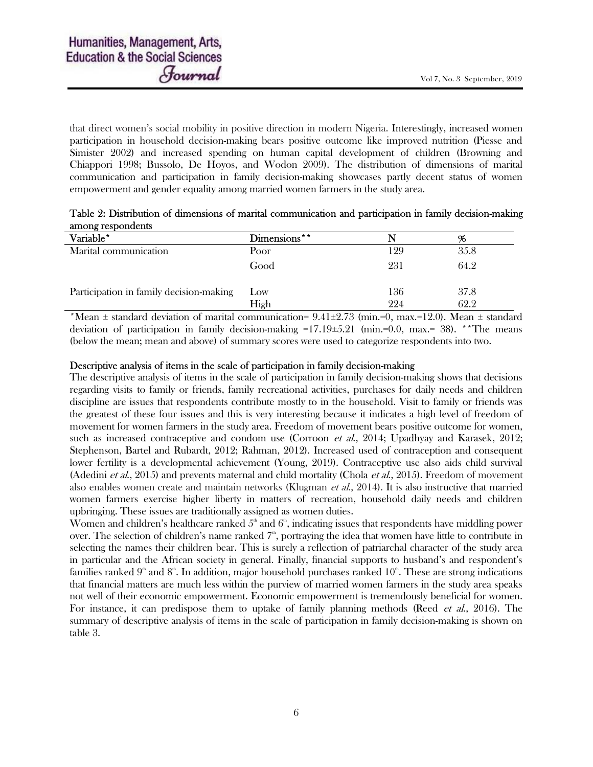that direct women's social mobility in positive direction in modern Nigeria. Interestingly, increased women participation in household decision-making bears positive outcome like improved nutrition (Piesse and Simister 2002) and increased spending on human capital development of children (Browning and Chiappori 1998; Bussolo, De Hoyos, and Wodon 2009). The distribution of dimensions of marital communication and participation in family decision-making showcases partly decent status of women empowerment and gender equality among married women farmers in the study area.

Table 2: Distribution of dimensions of marital communication and participation in family decision-making among respondents

| Variable* | Dimensions** | N | % |
|---|---|---|---|
| Marital communication | Poor | 129 | 35.8 |
| | Good | 231 | 64.2 |
| Participation in family decision-making | Low | 136 | 37.8 |
| | High | 224 | 62.2 |

*Mean ± standard deviation of marital communication= 9.41±2.73 (min.=0, max.=12.0). Mean ± standard deviation of participation in family decision-making =17.19±5.21 (min.=0.0, max.= 38). **The means (below the mean; mean and above) of summary scores were used to categorize respondents into two.

## Descriptive analysis of items in the scale of participation in family decision-making

The descriptive analysis of items in the scale of participation in family decision-making shows that decisions regarding visits to family or friends, family recreational activities, purchases for daily needs and children discipline are issues that respondents contribute mostly to in the household. Visit to family or friends was the greatest of these four issues and this is very interesting because it indicates a high level of freedom of movement for women farmers in the study area. Freedom of movement bears positive outcome for women, such as increased contraceptive and condom use (Corroon *et al.*, 2014; Upadhyay and Karasek, 2012; Stephenson, Bartel and Rubardt, 2012; Rahman, 2012). Increased used of contraception and consequent lower fertility is a developmental achievement (Young, 2019). Contraceptive use also aids child survival (Adedini *et al.*, 2015) and prevents maternal and child mortality (Chola *et al.*, 2015). Freedom of movement also enables women create and maintain networks (Klugman *et al.*, 2014). It is also instructive that married women farmers exercise higher liberty in matters of recreation, household daily needs and children upbringing. These issues are traditionally assigned as women duties.

Women and children's healthcare ranked 5th and 6th, indicating issues that respondents have middling power over. The selection of children's name ranked 7th, portraying the idea that women have little to contribute in selecting the names their children bear. This is surely a reflection of patriarchal character of the study area in particular and the African society in general. Finally, financial supports to husband's and respondent's families ranked 9th and 8th. In addition, major household purchases ranked 10th. These are strong indications that financial matters are much less within the purview of married women farmers in the study area speaks not well of their economic empowerment. Economic empowerment is tremendously beneficial for women. For instance, it can predispose them to uptake of family planning methods (Reed *et al.*, 2016). The summary of descriptive analysis of items in the scale of participation in family decision-making is shown on table 3.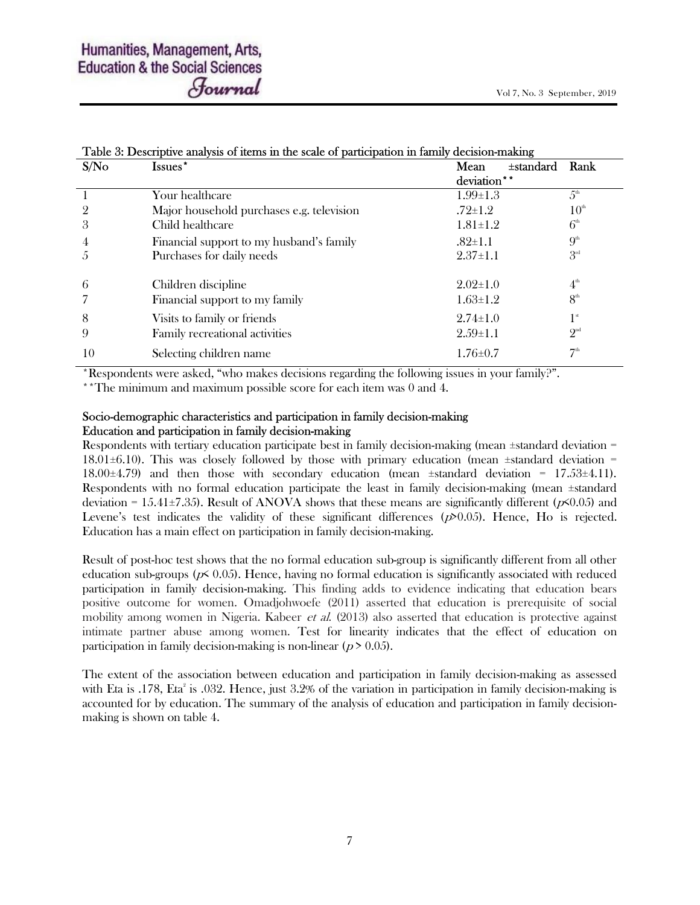Table 3: Descriptive analysis of items in the scale of participation in family decision-making

| S/No | Issues* | Mean ±standard deviation** | Rank |
|---|---|---|---|
| 1 | Your healthcare | 1.99±1.3 | 5th |
| 2 | Major household purchases e.g. television | .72±1.2 | 10th |
| 3 | Child healthcare | 1.81±1.2 | 6th |
| 4 | Financial support to my husband's family | .82±1.1 | 9th |
| 5 | Purchases for daily needs | 2.37±1.1 | 3rd |
| 6 | Children discipline | 2.02±1.0 | 4th |
| 7 | Financial support to my family | 1.63±1.2 | 8th |
| 8 | Visits to family or friends | 2.74±1.0 | 1st |
| 9 | Family recreational activities | 2.59±1.1 | 2nd |
| 10 | Selecting children name | 1.76±0.7 | 7th |

*Respondents were asked, "who makes decisions regarding the following issues in your family?".

**The minimum and maximum possible score for each item was 0 and 4.

### Socio-demographic characteristics and participation in family decision-making

### Education and participation in family decision-making

Respondents with tertiary education participate best in family decision-making (mean ±standard deviation = 18.01±6.10). This was closely followed by those with primary education (mean ±standard deviation = 18.00±4.79) and then those with secondary education (mean ±standard deviation = 17.53±4.11). Respondents with no formal education participate the least in family decision-making (mean ±standard deviation = 15.41±7.35). Result of ANOVA shows that these means are significantly different ($p<0.05$) and Levene's test indicates the validity of these significant differences ($p>0.05$). Hence, Ho is rejected. Education has a main effect on participation in family decision-making.

Result of post-hoc test shows that the no formal education sub-group is significantly different from all other education sub-groups ($p< 0.05$). Hence, having no formal education is significantly associated with reduced participation in family decision-making. This finding adds to evidence indicating that education bears positive outcome for women. Omadjohwoefe (2011) asserted that education is prerequisite of social mobility among women in Nigeria. Kabeer *et al.* (2013) also asserted that education is protective against intimate partner abuse among women. Test for linearity indicates that the effect of education on participation in family decision-making is non-linear ($p > 0.05$).

The extent of the association between education and participation in family decision-making as assessed with Eta is .178, $Eta^2$ is .032. Hence, just 3.2% of the variation in participation in family decision-making is accounted for by education. The summary of the analysis of education and participation in family decision-making is shown on table 4.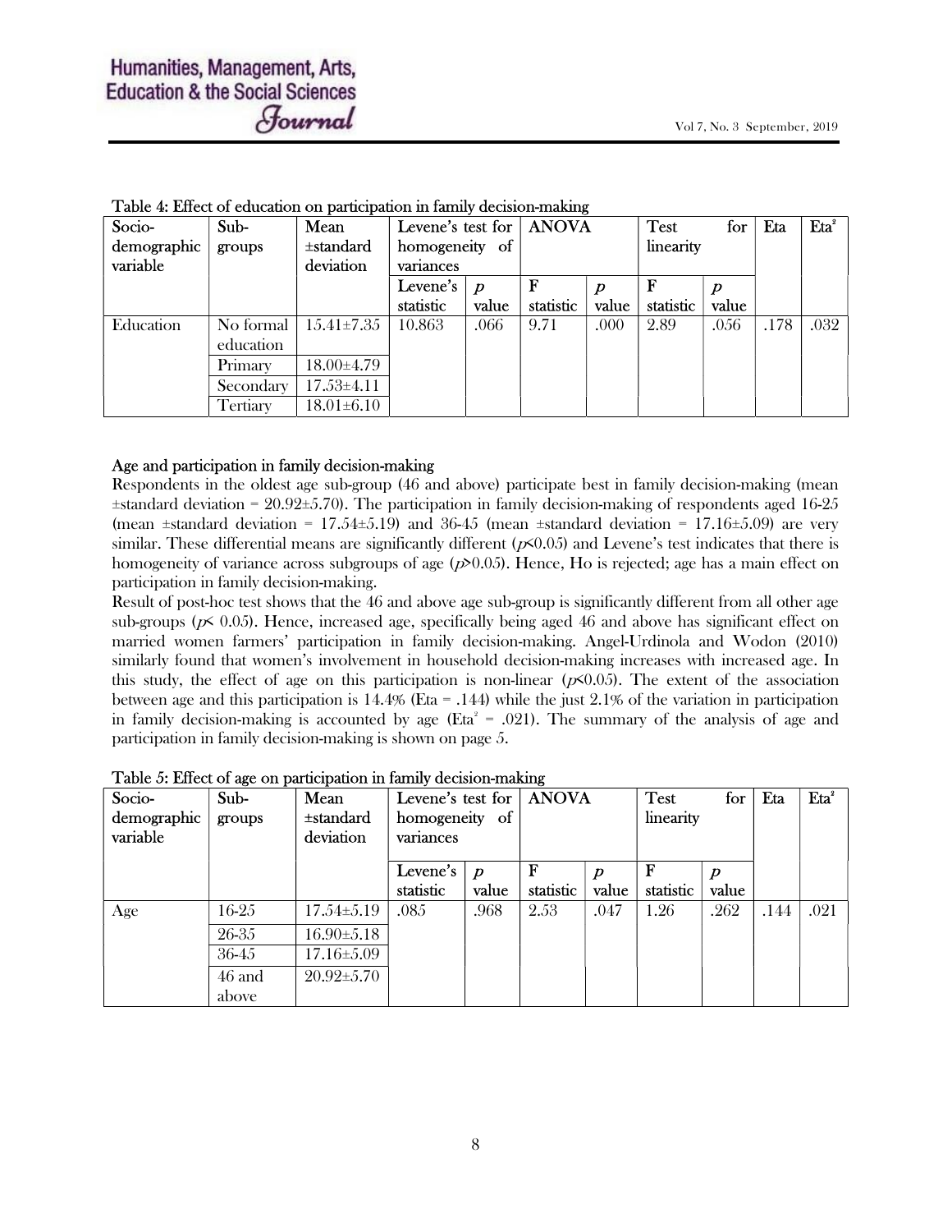Table 4: Effect of education on participation in family decision-making

| Socio-demographic variable | Sub-groups | Mean ±standard deviation | Levene's test for homogeneity of variances | | ANOVA | | Test for linearity | | Eta | $Eta^2$ |
|---|---|---|---|---|---|---|---|---|---|---|
| | | | Levene's statistic | *p* value | F statistic | *p* value | F statistic | *p* value | | |
| Education | No formal education | 15.41±7.35 | 10.863 | .066 | 9.71 | .000 | 2.89 | .056 | .178 | .032 |
| | Primary | 18.00±4.79 | | | | | | | | |
| | Secondary | 17.53±4.11 | | | | | | | | |
| | Tertiary | 18.01±6.10 | | | | | | | | |

**Age and participation in family decision-making**

Respondents in the oldest age sub-group (46 and above) participate best in family decision-making (mean ±standard deviation = 20.92±5.70). The participation in family decision-making of respondents aged 16-25 (mean ±standard deviation = 17.54±5.19) and 36-45 (mean ±standard deviation = 17.16±5.09) are very similar. These differential means are significantly different ($p<0.05$) and Levene's test indicates that there is homogeneity of variance across subgroups of age ($p>0.05$). Hence, Ho is rejected; age has a main effect on participation in family decision-making.

Result of post-hoc test shows that the 46 and above age sub-group is significantly different from all other age sub-groups ($p< 0.05$). Hence, increased age, specifically being aged 46 and above has significant effect on married women farmers' participation in family decision-making. Angel-Urdinola and Wodon (2010) similarly found that women's involvement in household decision-making increases with increased age. In this study, the effect of age on this participation is non-linear ($p<0.05$). The extent of the association between age and this participation is 14.4% (Eta = .144) while the just 2.1% of the variation in participation in family decision-making is accounted by age ($Eta^2$ = .021). The summary of the analysis of age and participation in family decision-making is shown on page 5.

Table 5: Effect of age on participation in family decision-making

| Socio-demographic variable | Sub-groups | Mean ±standard deviation | Levene's test for homogeneity of variances | | ANOVA | | Test for linearity | | Eta | $Eta^2$ |
|---|---|---|---|---|---|---|---|---|---|---|
| | | | Levene's statistic | *p* value | F statistic | *p* value | F statistic | *p* value | | |
| Age | 16-25 | 17.54±5.19 | .085 | .968 | 2.53 | .047 | 1.26 | .262 | .144 | .021 |
| | 26-35 | 16.90±5.18 | | | | | | | | |
| | 36-45 | 17.16±5.09 | | | | | | | | |
| | 46 and above | 20.92±5.70 | | | | | | | | |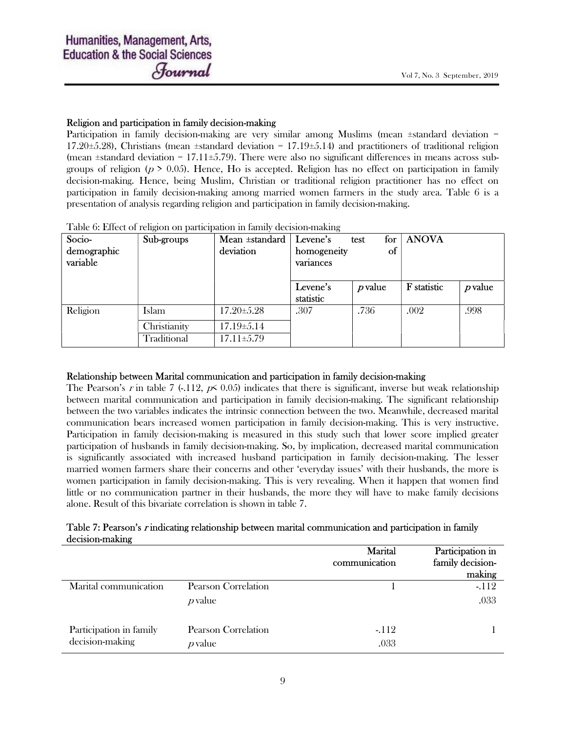### Religion and participation in family decision-making

Participation in family decision-making are very similar among Muslims (mean ±standard deviation = 17.20±5.28), Christians (mean ±standard deviation = 17.19±5.14) and practitioners of traditional religion (mean ±standard deviation = 17.11±5.79). There were also no significant differences in means across sub-groups of religion ($p > 0.05$). Hence, Ho is accepted. Religion has no effect on participation in family decision-making. Hence, being Muslim, Christian or traditional religion practitioner has no effect on participation in family decision-making among married women farmers in the study area. Table 6 is a presentation of analysis regarding religion and participation in family decision-making.

Table 6: Effect of religion on participation in family decision-making

| Socio-demographic variable | Sub-groups | Mean ±standard deviation | Levene's test for homogeneity of variances | | ANOVA | |
|---|---|---|---|---|---|---|
| | | | Levene's statistic | *p* value | F statistic | *p* value |
| Religion | Islam | 17.20±5.28 | .307 | .736 | .002 | .998 |
| | Christianity | 17.19±5.14 | | | | |
| | Traditional | 17.11±5.79 | | | | |

### Relationship between Marital communication and participation in family decision-making

The Pearson's *r* in table 7 (-.112, $p < 0.05$) indicates that there is significant, inverse but weak relationship between marital communication and participation in family decision-making. The significant relationship between the two variables indicates the intrinsic connection between the two. Meanwhile, decreased marital communication bears increased women participation in family decision-making. This is very instructive. Participation in family decision-making is measured in this study such that lower score implied greater participation of husbands in family decision-making. So, by implication, decreased marital communication is significantly associated with increased husband participation in family decision-making. The lesser married women farmers share their concerns and other 'everyday issues' with their husbands, the more is women participation in family decision-making. This is very revealing. When it happen that women find little or no communication partner in their husbands, the more they will have to make family decisions alone. Result of this bivariate correlation is shown in table 7.

**Table 7: Pearson's *r* indicating relationship between marital communication and participation in family decision-making**

| | | Marital communication | Participation in family decision-making |
|---|---|---|---|
| Marital communication | Pearson Correlation | 1 | -.112 |
| | *p* value | | .033 |
| Participation in family decision-making | Pearson Correlation | -.112 | 1 |
| | *p* value | .033 | |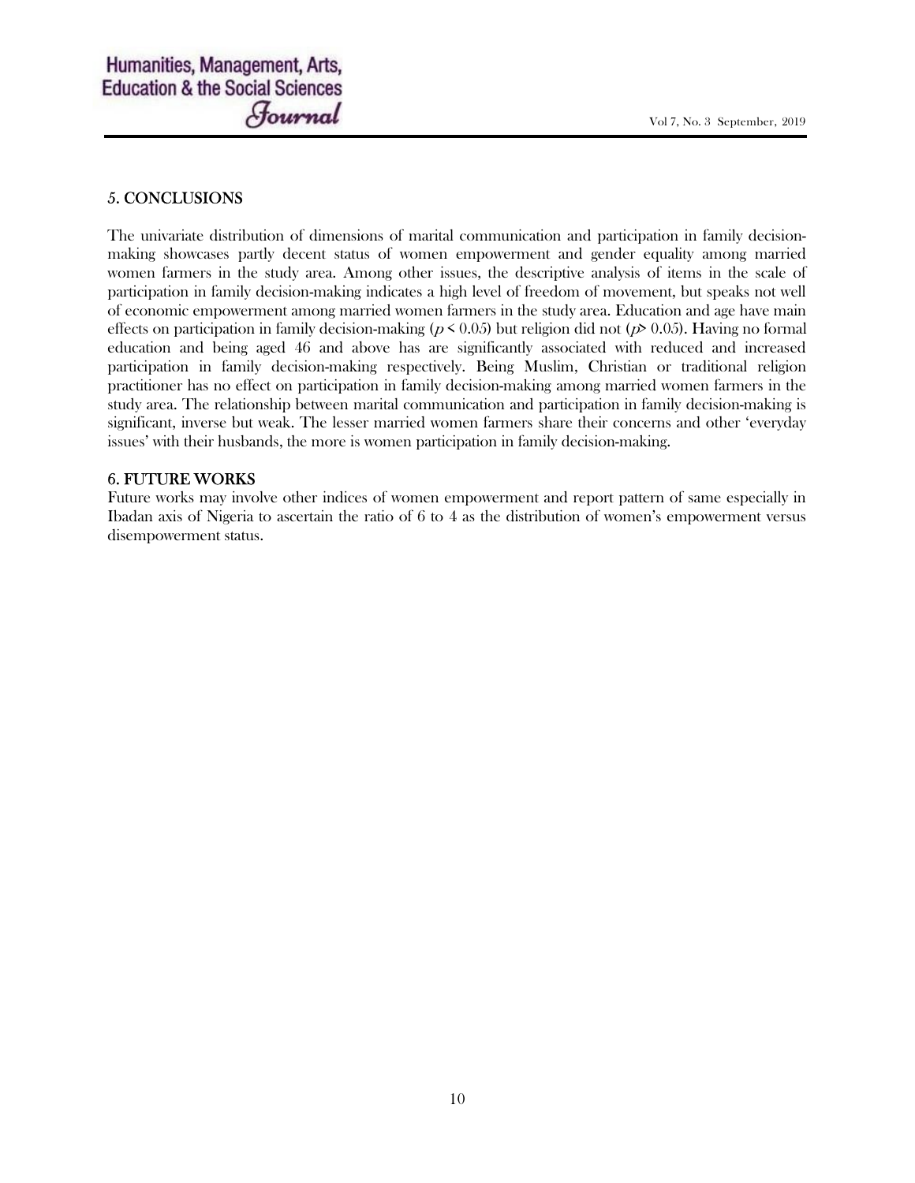## 5. CONCLUSIONS

The univariate distribution of dimensions of marital communication and participation in family decision-making showcases partly decent status of women empowerment and gender equality among married women farmers in the study area. Among other issues, the descriptive analysis of items in the scale of participation in family decision-making indicates a high level of freedom of movement, but speaks not well of economic empowerment among married women farmers in the study area. Education and age have main effects on participation in family decision-making ($p < 0.05$) but religion did not ($p > 0.05$). Having no formal education and being aged 46 and above has are significantly associated with reduced and increased participation in family decision-making respectively. Being Muslim, Christian or traditional religion practitioner has no effect on participation in family decision-making among married women farmers in the study area. The relationship between marital communication and participation in family decision-making is significant, inverse but weak. The lesser married women farmers share their concerns and other 'everyday issues' with their husbands, the more is women participation in family decision-making.

## 6. FUTURE WORKS

Future works may involve other indices of women empowerment and report pattern of same especially in Ibadan axis of Nigeria to ascertain the ratio of 6 to 4 as the distribution of women's empowerment versus disempowerment status.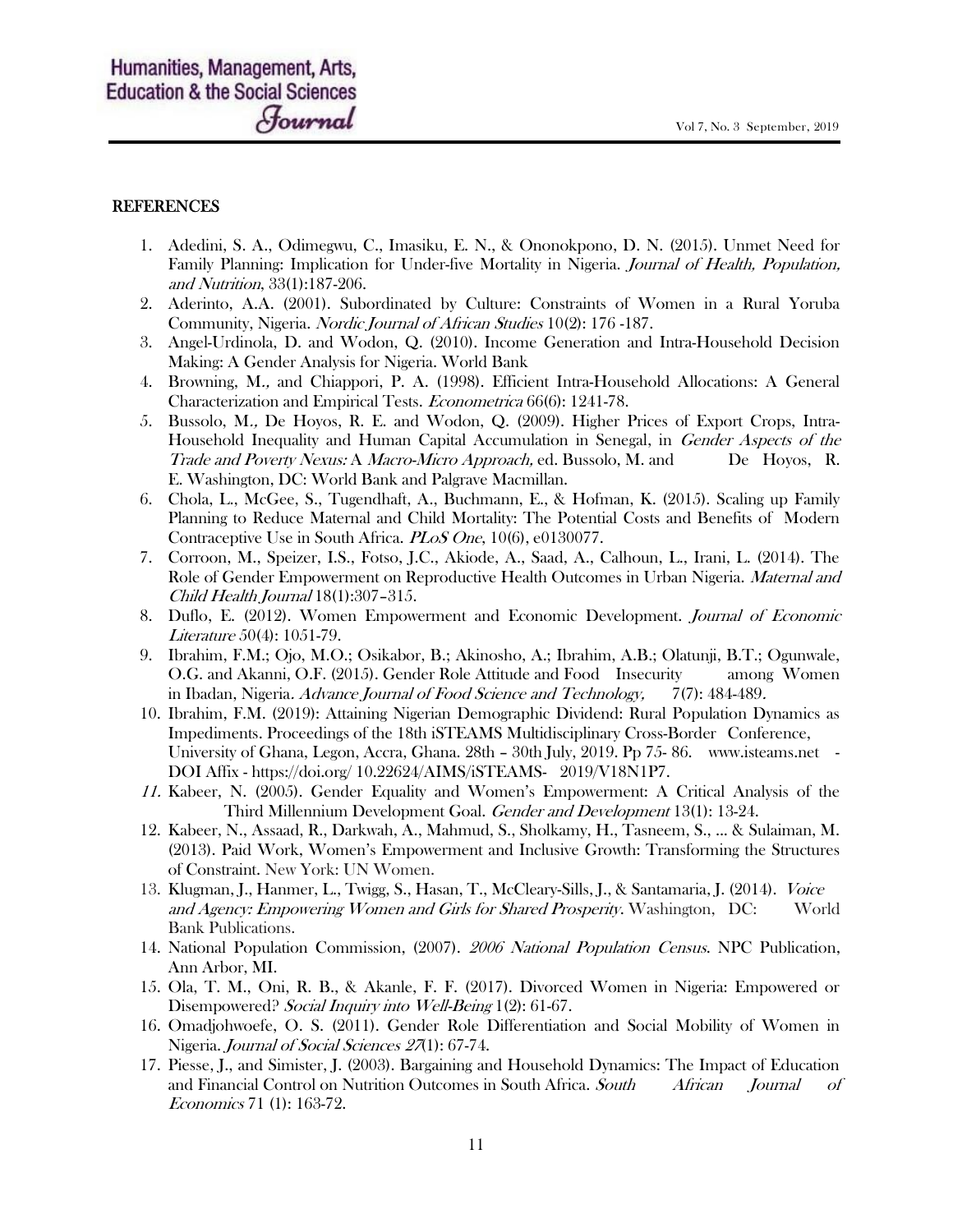## REFERENCES

1. Adedini, S. A., Odimegwu, C., Imasiku, E. N., & Ononokpono, D. N. (2015). Unmet Need for Family Planning: Implication for Under-five Mortality in Nigeria. *Journal of Health, Population, and Nutrition*, 33(1):187-206.
2. Aderinto, A.A. (2001). Subordinated by Culture: Constraints of Women in a Rural Yoruba Community, Nigeria. *Nordic Journal of African Studies* 10(2): 176 -187.
3. Angel-Urdinola, D. and Wodon, Q. (2010). Income Generation and Intra-Household Decision Making: A Gender Analysis for Nigeria. World Bank
4. Browning, M., and Chiappori, P. A. (1998). Efficient Intra-Household Allocations: A General Characterization and Empirical Tests. *Econometrica* 66(6): 1241-78.
5. Bussolo, M., De Hoyos, R. E. and Wodon, Q. (2009). Higher Prices of Export Crops, Intra-Household Inequality and Human Capital Accumulation in Senegal, in *Gender Aspects of the Trade and Poverty Nexus: A Macro-Micro Approach,* ed. Bussolo, M. and De Hoyos, R. E. Washington, DC: World Bank and Palgrave Macmillan.
6. Chola, L., McGee, S., Tugendhaft, A., Buchmann, E., & Hofman, K. (2015). Scaling up Family Planning to Reduce Maternal and Child Mortality: The Potential Costs and Benefits of Modern Contraceptive Use in South Africa. *PLoS One*, 10(6), e0130077.
7. Corroon, M., Speizer, I.S., Fotso, J.C., Akiode, A., Saad, A., Calhoun, L., Irani, L. (2014). The Role of Gender Empowerment on Reproductive Health Outcomes in Urban Nigeria. *Maternal and Child Health Journal* 18(1):307–315.
8. Duflo, E. (2012). Women Empowerment and Economic Development. *Journal of Economic Literature* 50(4): 1051-79.
9. Ibrahim, F.M.; Ojo, M.O.; Osikabor, B.; Akinosho, A.; Ibrahim, A.B.; Olatunji, B.T.; Ogunwale, O.G. and Akanni, O.F. (2015). Gender Role Attitude and Food Insecurity among Women in Ibadan, Nigeria. *Advance Journal of Food Science and Technology,* 7(7): 484-489.
10. Ibrahim, F.M. (2019): Attaining Nigerian Demographic Dividend: Rural Population Dynamics as Impediments. Proceedings of the 18th iSTEAMS Multidisciplinary Cross-Border Conference, University of Ghana, Legon, Accra, Ghana. 28th – 30th July, 2019. Pp 75- 86. www.isteams.net - DOI Affix - https://doi.org/ 10.22624/AIMS/iSTEAMS- 2019/V18N1P7.
11. Kabeer, N. (2005). Gender Equality and Women's Empowerment: A Critical Analysis of the Third Millennium Development Goal. *Gender and Development* 13(1): 13-24.
12. Kabeer, N., Assaad, R., Darkwah, A., Mahmud, S., Sholkamy, H., Tasneem, S., ... & Sulaiman, M. (2013). Paid Work, Women's Empowerment and Inclusive Growth: Transforming the Structures of Constraint. New York: UN Women.
13. Klugman, J., Hanmer, L., Twigg, S., Hasan, T., McCleary-Sills, J., & Santamaria, J. (2014). *Voice and Agency: Empowering Women and Girls for Shared Prosperity*. Washington, DC: World Bank Publications.
14. National Population Commission, (2007). *2006 National Population Census*. NPC Publication, Ann Arbor, MI.
15. Ola, T. M., Oni, R. B., & Akanle, F. F. (2017). Divorced Women in Nigeria: Empowered or Disempowered? *Social Inquiry into Well-Being* 1(2): 61-67.
16. Omadjohwoefe, O. S. (2011). Gender Role Differentiation and Social Mobility of Women in Nigeria. *Journal of Social Sciences 27*(1): 67-74.
17. Piesse, J., and Simister, J. (2003). Bargaining and Household Dynamics: The Impact of Education and Financial Control on Nutrition Outcomes in South Africa. *South African Journal of Economics* 71 (1): 163-72.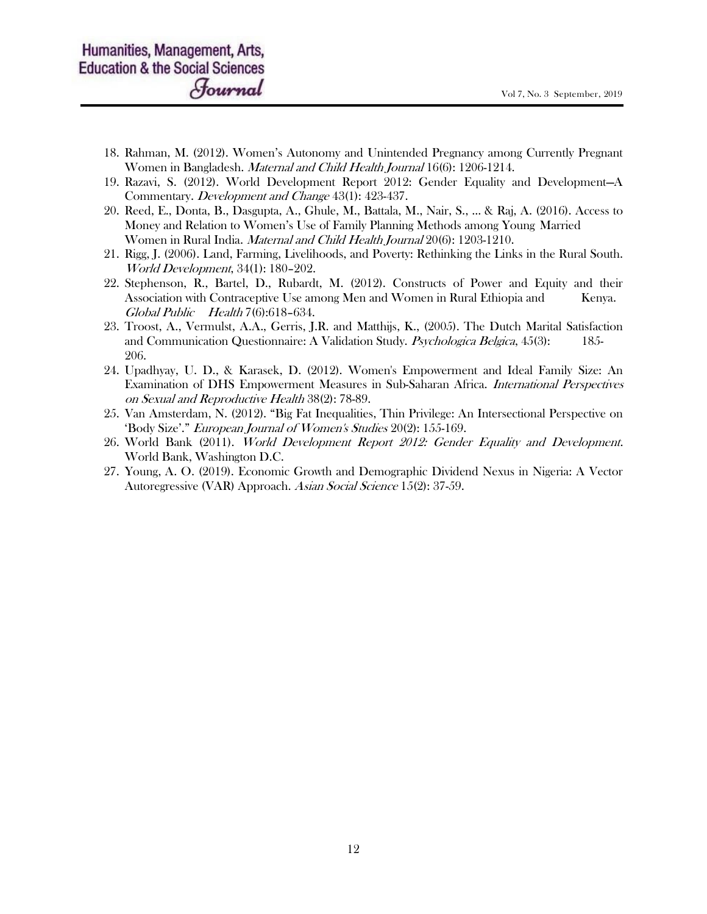18. Rahman, M. (2012). Women's Autonomy and Unintended Pregnancy among Currently Pregnant Women in Bangladesh. *Maternal and Child Health Journal* 16(6): 1206-1214.
19. Razavi, S. (2012). World Development Report 2012: Gender Equality and Development—A Commentary. *Development and Change* 43(1): 423-437.
20. Reed, E., Donta, B., Dasgupta, A., Ghule, M., Battala, M., Nair, S., ... & Raj, A. (2016). Access to Money and Relation to Women's Use of Family Planning Methods among Young Married Women in Rural India. *Maternal and Child Health Journal* 20(6): 1203-1210.
21. Rigg, J. (2006). Land, Farming, Livelihoods, and Poverty: Rethinking the Links in the Rural South. *World Development*, 34(1): 180–202.
22. Stephenson, R., Bartel, D., Rubardt, M. (2012). Constructs of Power and Equity and their Association with Contraceptive Use among Men and Women in Rural Ethiopia and Kenya. *Global Public Health* 7(6):618–634.
23. Troost, A., Vermulst, A.A., Gerris, J.R. and Matthijs, K., (2005). The Dutch Marital Satisfaction and Communication Questionnaire: A Validation Study. *Psychologica Belgica*, 45(3): 185-206.
24. Upadhyay, U. D., & Karasek, D. (2012). Women's Empowerment and Ideal Family Size: An Examination of DHS Empowerment Measures in Sub-Saharan Africa. *International Perspectives on Sexual and Reproductive Health* 38(2): 78-89.
25. Van Amsterdam, N. (2012). "Big Fat Inequalities, Thin Privilege: An Intersectional Perspective on 'Body Size'." *European Journal of Women's Studies* 20(2): 155-169.
26. World Bank (2011). *World Development Report 2012: Gender Equality and Development*. World Bank, Washington D.C.
27. Young, A. O. (2019). Economic Growth and Demographic Dividend Nexus in Nigeria: A Vector Autoregressive (VAR) Approach. *Asian Social Science* 15(2): 37-59.